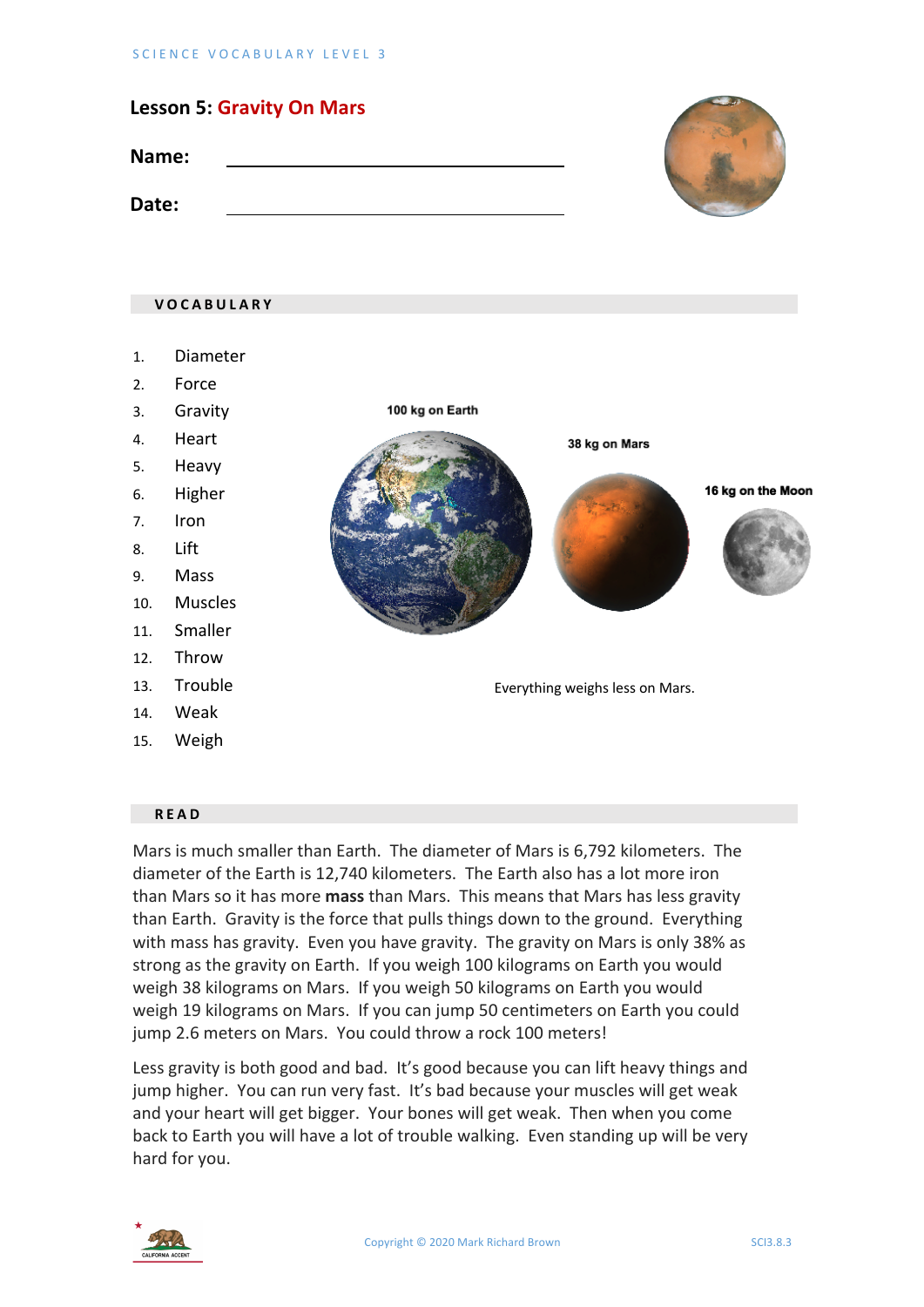SCIENCE VOCABULARY LEVEL 3

# Lesson 5: Gravity On Mars

**Name:** ______________________________

**Date:** ______________________________

## VOCABULARY

1. Diameter
2. Force
3. Gravity
4. Heart
5. Heavy
6. Higher
7. Iron
8. Lift
9. Mass
10. Muscles
11. Smaller
12. Throw
13. Trouble
14. Weak
15. Weigh

100 kg on Earth

38 kg on Mars

16 kg on the Moon

Everything weighs less on Mars.

## READ

Mars is much smaller than Earth. The diameter of Mars is 6,792 kilometers. The diameter of the Earth is 12,740 kilometers. The Earth also has a lot more iron than Mars so it has more **mass** than Mars. This means that Mars has less gravity than Earth. Gravity is the force that pulls things down to the ground. Everything with mass has gravity. Even you have gravity. The gravity on Mars is only 38% as strong as the gravity on Earth. If you weigh 100 kilograms on Earth you would weigh 38 kilograms on Mars. If you weigh 50 kilograms on Earth you would weigh 19 kilograms on Mars. If you can jump 50 centimeters on Earth you could jump 2.6 meters on Mars. You could throw a rock 100 meters!

Less gravity is both good and bad. It's good because you can lift heavy things and jump higher. You can run very fast. It's bad because your muscles will get weak and your heart will get bigger. Your bones will get weak. Then when you come back to Earth you will have a lot of trouble walking. Even standing up will be very hard for you.

Copyright © 2020 Mark Richard Brown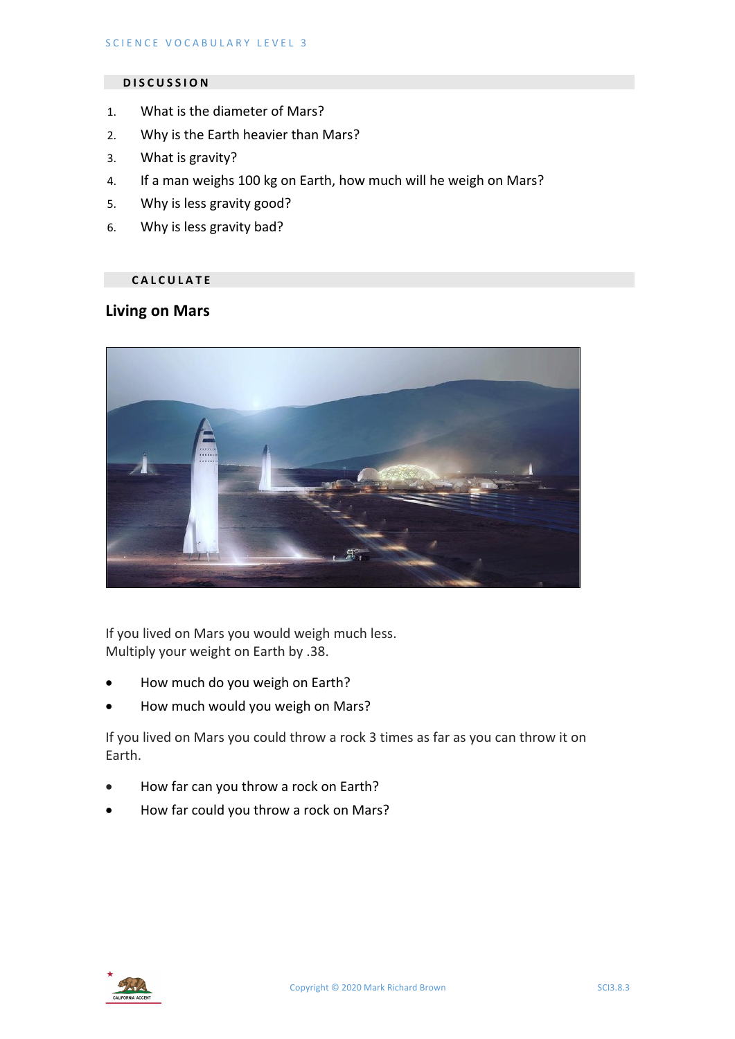## DISCUSSION

1. What is the diameter of Mars?
2. Why is the Earth heavier than Mars?
3. What is gravity?
4. If a man weighs 100 kg on Earth, how much will he weigh on Mars?
5. Why is less gravity good?
6. Why is less gravity bad?

## CALCULATE

### Living on Mars

If you lived on Mars you would weigh much less.
Multiply your weight on Earth by .38.

- How much do you weigh on Earth?
- How much would you weigh on Mars?

If you lived on Mars you could throw a rock 3 times as far as you can throw it on Earth.

- How far can you throw a rock on Earth?
- How far could you throw a rock on Mars?